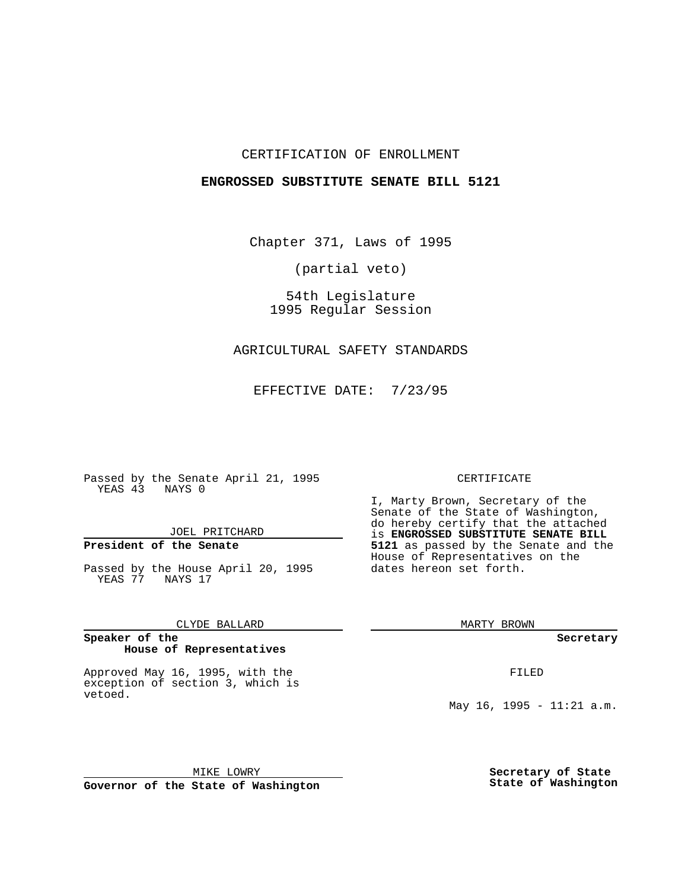CERTIFICATION OF ENROLLMENT

**ENGROSSED SUBSTITUTE SENATE BILL 5121**

Chapter 371, Laws of 1995

(partial veto)

54th Legislature
1995 Regular Session

AGRICULTURAL SAFETY STANDARDS

EFFECTIVE DATE: 7/23/95

Passed by the Senate April 21, 1995
YEAS 43 NAYS 0

JOEL PRITCHARD

**President of the Senate**

Passed by the House April 20, 1995
YEAS 77 NAYS 17

CLYDE BALLARD

**Speaker of the House of Representatives**

Approved May 16, 1995, with the exception of section 3, which is vetoed.

MIKE LOWRY

**Governor of the State of Washington**

CERTIFICATE

I, Marty Brown, Secretary of the Senate of the State of Washington, do hereby certify that the attached is **ENGROSSED SUBSTITUTE SENATE BILL 5121** as passed by the Senate and the House of Representatives on the dates hereon set forth.

MARTY BROWN

**Secretary**

FILED

May 16, 1995 - 11:21 a.m.

**Secretary of State State of Washington**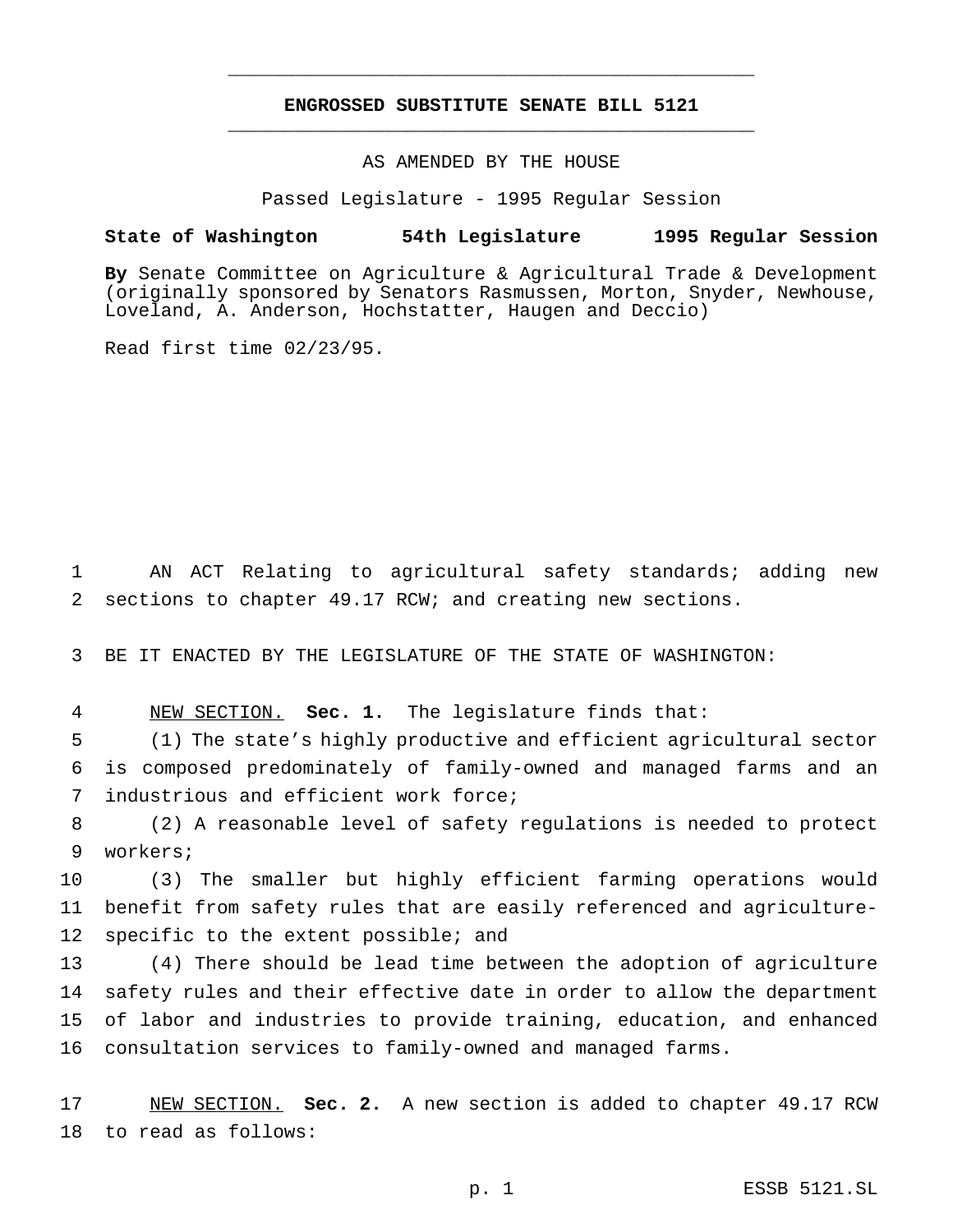# ENGROSSED SUBSTITUTE SENATE BILL 5121

AS AMENDED BY THE HOUSE

Passed Legislature - 1995 Regular Session

**State of Washington 54th Legislature 1995 Regular Session**

**By** Senate Committee on Agriculture & Agricultural Trade & Development (originally sponsored by Senators Rasmussen, Morton, Snyder, Newhouse, Loveland, A. Anderson, Hochstatter, Haugen and Deccio)

Read first time 02/23/95.

AN ACT Relating to agricultural safety standards; adding new sections to chapter 49.17 RCW; and creating new sections.

BE IT ENACTED BY THE LEGISLATURE OF THE STATE OF WASHINGTON:

NEW SECTION. **Sec. 1.** The legislature finds that:

(1) The state's highly productive and efficient agricultural sector is composed predominately of family-owned and managed farms and an industrious and efficient work force;

(2) A reasonable level of safety regulations is needed to protect workers;

(3) The smaller but highly efficient farming operations would benefit from safety rules that are easily referenced and agriculture-specific to the extent possible; and

(4) There should be lead time between the adoption of agriculture safety rules and their effective date in order to allow the department of labor and industries to provide training, education, and enhanced consultation services to family-owned and managed farms.

NEW SECTION. **Sec. 2.** A new section is added to chapter 49.17 RCW to read as follows: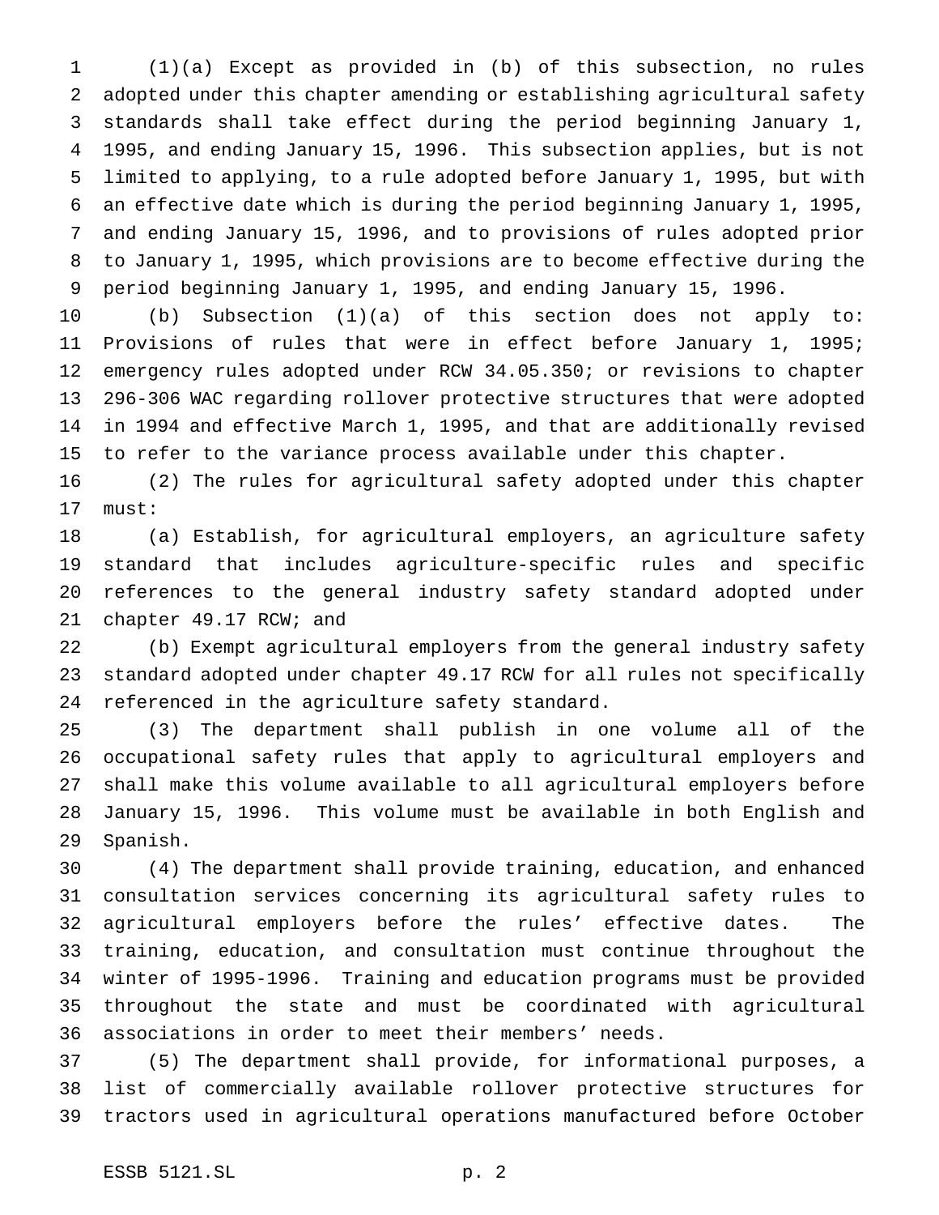(1)(a) Except as provided in (b) of this subsection, no rules adopted under this chapter amending or establishing agricultural safety standards shall take effect during the period beginning January 1, 1995, and ending January 15, 1996. This subsection applies, but is not limited to applying, to a rule adopted before January 1, 1995, but with an effective date which is during the period beginning January 1, 1995, and ending January 15, 1996, and to provisions of rules adopted prior to January 1, 1995, which provisions are to become effective during the period beginning January 1, 1995, and ending January 15, 1996.

(b) Subsection (1)(a) of this section does not apply to: Provisions of rules that were in effect before January 1, 1995; emergency rules adopted under RCW 34.05.350; or revisions to chapter 296-306 WAC regarding rollover protective structures that were adopted in 1994 and effective March 1, 1995, and that are additionally revised to refer to the variance process available under this chapter.

(2) The rules for agricultural safety adopted under this chapter must:

(a) Establish, for agricultural employers, an agriculture safety standard that includes agriculture-specific rules and specific references to the general industry safety standard adopted under chapter 49.17 RCW; and

(b) Exempt agricultural employers from the general industry safety standard adopted under chapter 49.17 RCW for all rules not specifically referenced in the agriculture safety standard.

(3) The department shall publish in one volume all of the occupational safety rules that apply to agricultural employers and shall make this volume available to all agricultural employers before January 15, 1996. This volume must be available in both English and Spanish.

(4) The department shall provide training, education, and enhanced consultation services concerning its agricultural safety rules to agricultural employers before the rules' effective dates. The training, education, and consultation must continue throughout the winter of 1995-1996. Training and education programs must be provided throughout the state and must be coordinated with agricultural associations in order to meet their members' needs.

(5) The department shall provide, for informational purposes, a list of commercially available rollover protective structures for tractors used in agricultural operations manufactured before October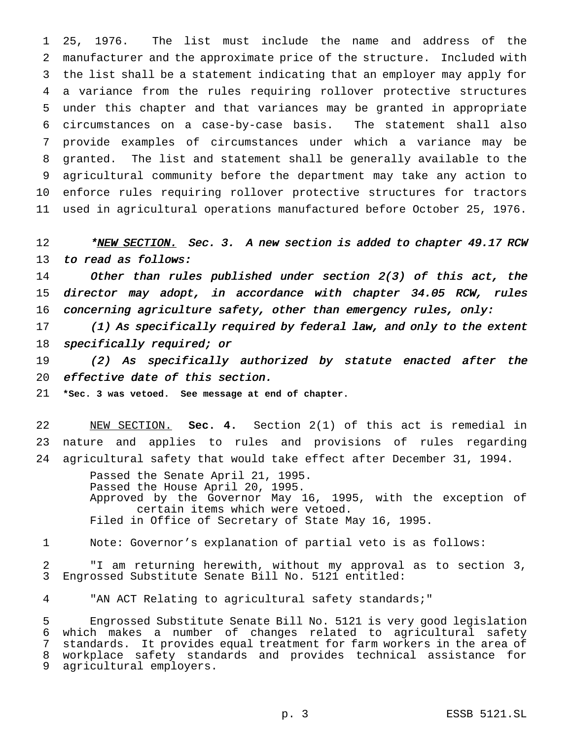25, 1976. The list must include the name and address of the manufacturer and the approximate price of the structure. Included with the list shall be a statement indicating that an employer may apply for a variance from the rules requiring rollover protective structures under this chapter and that variances may be granted in appropriate circumstances on a case-by-case basis. The statement shall also provide examples of circumstances under which a variance may be granted. The list and statement shall be generally available to the agricultural community before the department may take any action to enforce rules requiring rollover protective structures for tractors used in agricultural operations manufactured before October 25, 1976.

*\*NEW SECTION. Sec. 3. A new section is added to chapter 49.17 RCW to read as follows:*

*Other than rules published under section 2(3) of this act, the director may adopt, in accordance with chapter 34.05 RCW, rules concerning agriculture safety, other than emergency rules, only:*

*(1) As specifically required by federal law, and only to the extent specifically required; or*

*(2) As specifically authorized by statute enacted after the effective date of this section.*

**\*Sec. 3 was vetoed. See message at end of chapter.**

NEW SECTION. **Sec. 4.** Section 2(1) of this act is remedial in nature and applies to rules and provisions of rules regarding agricultural safety that would take effect after December 31, 1994.

Passed the Senate April 21, 1995.
Passed the House April 20, 1995.
Approved by the Governor May 16, 1995, with the exception of certain items which were vetoed.
Filed in Office of Secretary of State May 16, 1995.

Note: Governor's explanation of partial veto is as follows:

"I am returning herewith, without my approval as to section 3, Engrossed Substitute Senate Bill No. 5121 entitled:

"AN ACT Relating to agricultural safety standards;"

Engrossed Substitute Senate Bill No. 5121 is very good legislation which makes a number of changes related to agricultural safety standards. It provides equal treatment for farm workers in the area of workplace safety standards and provides technical assistance for agricultural employers.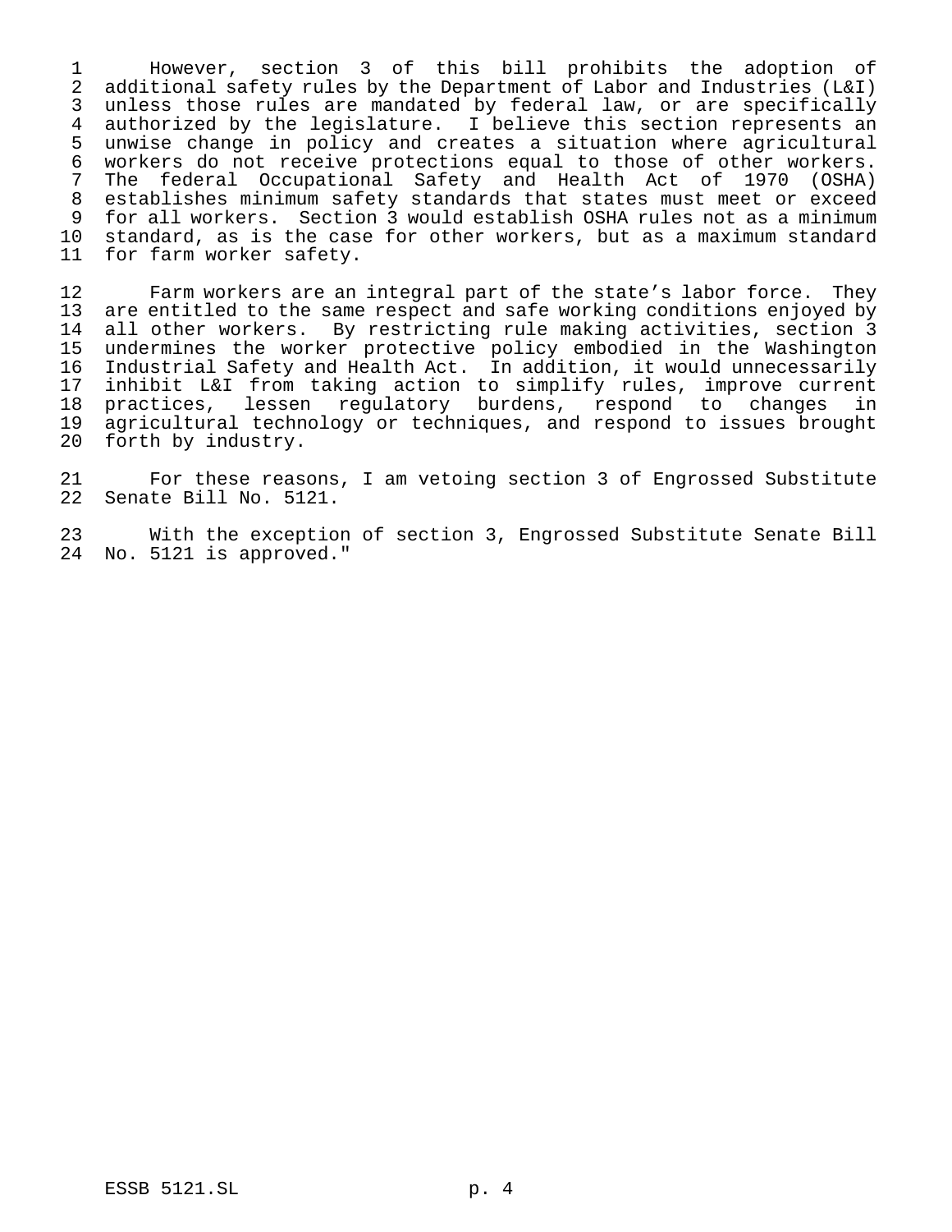However, section 3 of this bill prohibits the adoption of additional safety rules by the Department of Labor and Industries (L&I) unless those rules are mandated by federal law, or are specifically authorized by the legislature. I believe this section represents an unwise change in policy and creates a situation where agricultural workers do not receive protections equal to those of other workers. The federal Occupational Safety and Health Act of 1970 (OSHA) establishes minimum safety standards that states must meet or exceed for all workers. Section 3 would establish OSHA rules not as a minimum standard, as is the case for other workers, but as a maximum standard for farm worker safety.

Farm workers are an integral part of the state's labor force. They are entitled to the same respect and safe working conditions enjoyed by all other workers. By restricting rule making activities, section 3 undermines the worker protective policy embodied in the Washington Industrial Safety and Health Act. In addition, it would unnecessarily inhibit L&I from taking action to simplify rules, improve current practices, lessen regulatory burdens, respond to changes in agricultural technology or techniques, and respond to issues brought forth by industry.

For these reasons, I am vetoing section 3 of Engrossed Substitute Senate Bill No. 5121.

With the exception of section 3, Engrossed Substitute Senate Bill No. 5121 is approved."